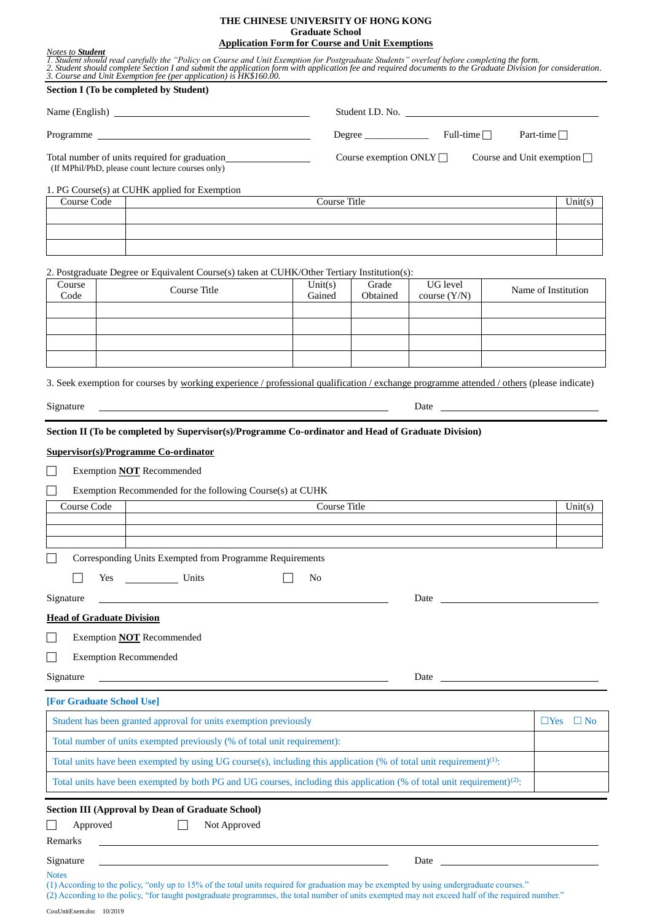**THE CHINESE UNIVERSITY OF HONG KONG**
**Graduate School**
**Application Form for Course and Unit Exemptions**

*Notes to **Student***
*1. Student should read carefully the "Policy on Course and Unit Exemption for Postgraduate Students" overleaf before completing the form.*
*2. Student should complete Section I and submit the application form with application fee and required documents to the Graduate Division for consideration.*
*3. Course and Unit Exemption fee (per application) is HK$160.00.*

**Section I (To be completed by Student)**

Name (English) ______________________ Student I.D. No. ______________________

Programme ______________________ Degree __________ Full-time ☐ Part-time ☐

Total number of units required for graduation__________ Course exemption ONLY ☐ Course and Unit exemption ☐
(If MPhil/PhD, please count lecture courses only)

1. PG Course(s) at CUHK applied for Exemption

| Course Code | Course Title | Unit(s) |
|---|---|---|
| | | |
| | | |
| | | |

2. Postgraduate Degree or Equivalent Course(s) taken at CUHK/Other Tertiary Institution(s):

| Course Code | Course Title | Unit(s) Gained | Grade Obtained | UG level course (Y/N) | Name of Institution |
|---|---|---|---|---|---|
| | | | | | |
| | | | | | |
| | | | | | |
| | | | | | |

3. Seek exemption for courses by working experience / professional qualification / exchange programme attended / others (please indicate)

Signature ______________________ Date ______________________

**Section II (To be completed by Supervisor(s)/Programme Co-ordinator and Head of Graduate Division)**

**Supervisor(s)/Programme Co-ordinator**

☐ Exemption **NOT** Recommended

☐ Exemption Recommended for the following Course(s) at CUHK

| Course Code | Course Title | Unit(s) |
|---|---|---|
| | | |
| | | |
| | | |

☐ Corresponding Units Exempted from Programme Requirements

☐ Yes ________ Units ☐ No

Signature ______________________ Date ______________________

**Head of Graduate Division**

☐ Exemption **NOT** Recommended

☐ Exemption Recommended

Signature ______________________ Date ______________________

**[For Graduate School Use]**

| | |
|---|---|
| Student has been granted approval for units exemption previously | ☐Yes ☐ No |
| Total number of units exempted previously (% of total unit requirement): | |
| Total units have been exempted by using UG course(s), including this application (% of total unit requirement)(1): | |
| Total units have been exempted by both PG and UG courses, including this application (% of total unit requirement)(2): | |

**Section III (Approval by Dean of Graduate School)**

☐ Approved ☐ Not Approved

Remarks ______________________

Signature ______________________ Date ______________________

Notes
(1) According to the policy, "only up to 15% of the total units required for graduation may be exempted by using undergraduate courses."
(2) According to the policy, "for taught postgraduate programmes, the total number of units exempted may not exceed half of the required number."

CouUnitExem.doc 10/2019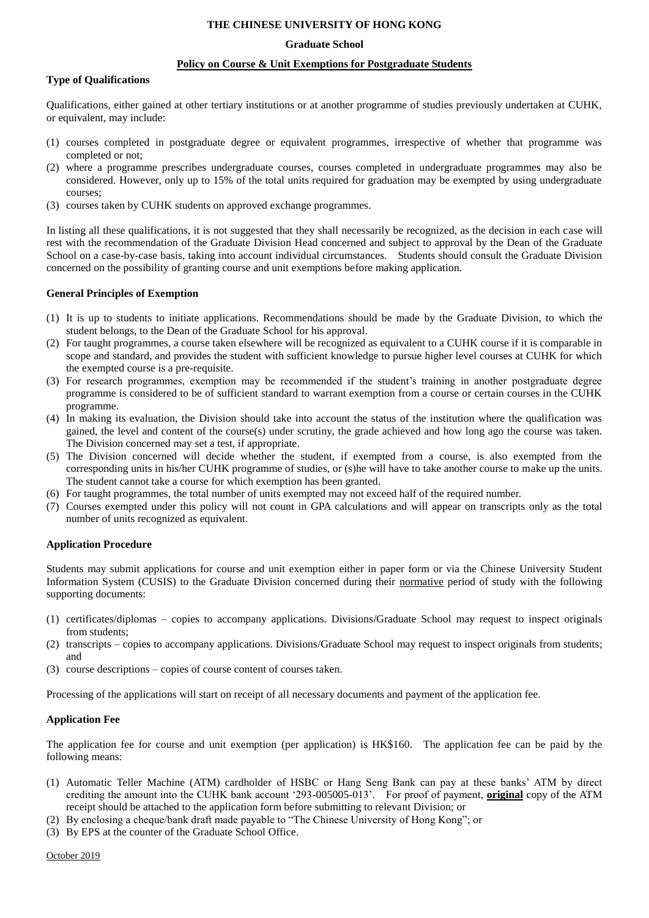**THE CHINESE UNIVERSITY OF HONG KONG**

**Graduate School**

**Policy on Course & Unit Exemptions for Postgraduate Students**

**Type of Qualifications**

Qualifications, either gained at other tertiary institutions or at another programme of studies previously undertaken at CUHK, or equivalent, may include:

(1) courses completed in postgraduate degree or equivalent programmes, irrespective of whether that programme was completed or not;
(2) where a programme prescribes undergraduate courses, courses completed in undergraduate programmes may also be considered. However, only up to 15% of the total units required for graduation may be exempted by using undergraduate courses;
(3) courses taken by CUHK students on approved exchange programmes.

In listing all these qualifications, it is not suggested that they shall necessarily be recognized, as the decision in each case will rest with the recommendation of the Graduate Division Head concerned and subject to approval by the Dean of the Graduate School on a case-by-case basis, taking into account individual circumstances. Students should consult the Graduate Division concerned on the possibility of granting course and unit exemptions before making application.

**General Principles of Exemption**

(1) It is up to students to initiate applications. Recommendations should be made by the Graduate Division, to which the student belongs, to the Dean of the Graduate School for his approval.
(2) For taught programmes, a course taken elsewhere will be recognized as equivalent to a CUHK course if it is comparable in scope and standard, and provides the student with sufficient knowledge to pursue higher level courses at CUHK for which the exempted course is a pre-requisite.
(3) For research programmes, exemption may be recommended if the student's training in another postgraduate degree programme is considered to be of sufficient standard to warrant exemption from a course or certain courses in the CUHK programme.
(4) In making its evaluation, the Division should take into account the status of the institution where the qualification was gained, the level and content of the course(s) under scrutiny, the grade achieved and how long ago the course was taken. The Division concerned may set a test, if appropriate.
(5) The Division concerned will decide whether the student, if exempted from a course, is also exempted from the corresponding units in his/her CUHK programme of studies, or (s)he will have to take another course to make up the units. The student cannot take a course for which exemption has been granted.
(6) For taught programmes, the total number of units exempted may not exceed half of the required number.
(7) Courses exempted under this policy will not count in GPA calculations and will appear on transcripts only as the total number of units recognized as equivalent.

**Application Procedure**

Students may submit applications for course and unit exemption either in paper form or via the Chinese University Student Information System (CUSIS) to the Graduate Division concerned during their normative period of study with the following supporting documents:

(1) certificates/diplomas – copies to accompany applications. Divisions/Graduate School may request to inspect originals from students;
(2) transcripts – copies to accompany applications. Divisions/Graduate School may request to inspect originals from students; and
(3) course descriptions – copies of course content of courses taken.

Processing of the applications will start on receipt of all necessary documents and payment of the application fee.

**Application Fee**

The application fee for course and unit exemption (per application) is HK$160. The application fee can be paid by the following means:

(1) Automatic Teller Machine (ATM) cardholder of HSBC or Hang Seng Bank can pay at these banks' ATM by direct crediting the amount into the CUHK bank account '293-005005-013'. For proof of payment, **original** copy of the ATM receipt should be attached to the application form before submitting to relevant Division; or
(2) By enclosing a cheque/bank draft made payable to "The Chinese University of Hong Kong"; or
(3) By EPS at the counter of the Graduate School Office.

October 2019